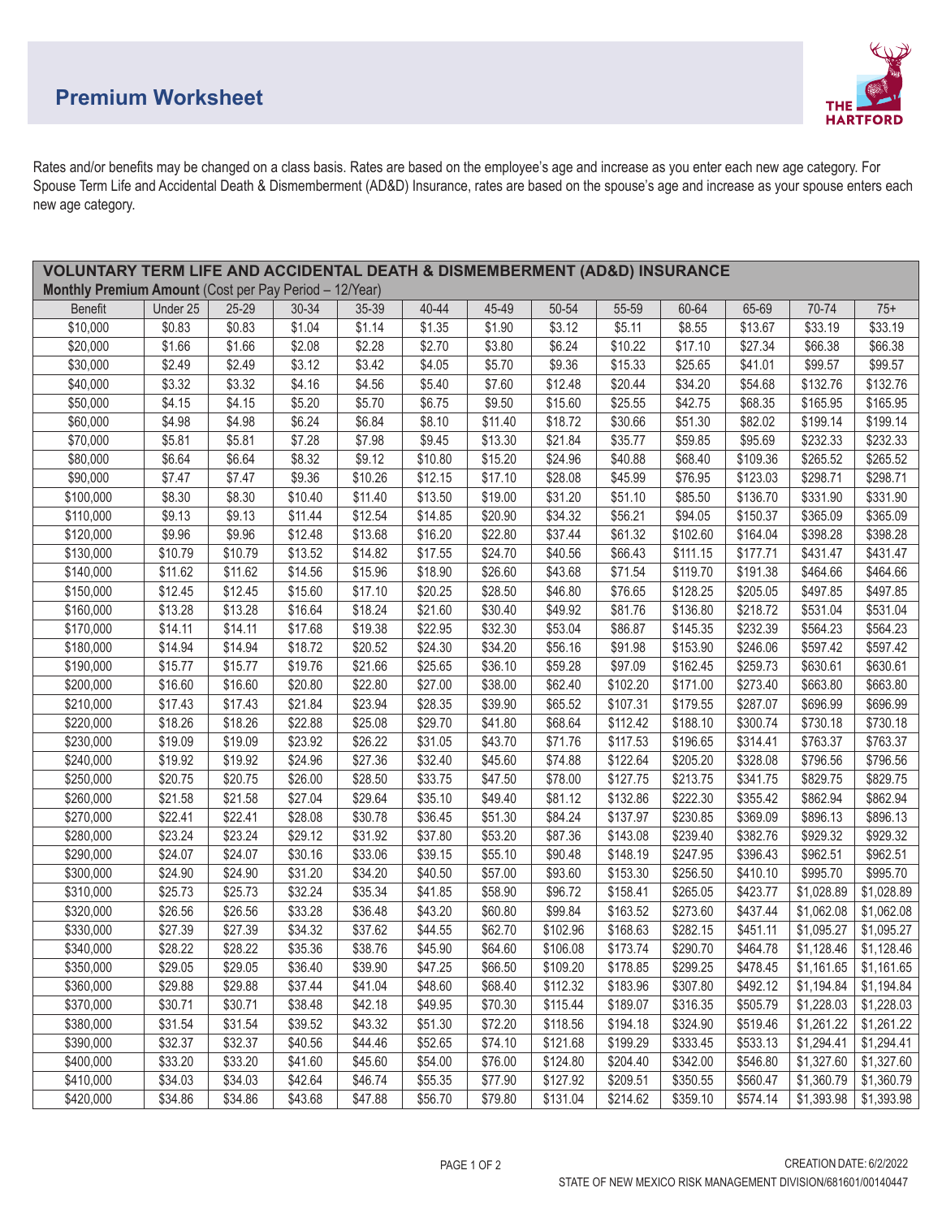# Premium Worksheet

Rates and/or benefits may be changed on a class basis. Rates are based on the employee's age and increase as you enter each new age category. For Spouse Term Life and Accidental Death & Dismemberment (AD&D) Insurance, rates are based on the spouse's age and increase as your spouse enters each new age category.

## VOLUNTARY TERM LIFE AND ACCIDENTAL DEATH & DISMEMBERMENT (AD&D) INSURANCE

**Monthly Premium Amount** (Cost per Pay Period – 12/Year)

| Benefit | Under 25 | 25-29 | 30-34 | 35-39 | 40-44 | 45-49 | 50-54 | 55-59 | 60-64 | 65-69 | 70-74 | 75+ |
|---|---|---|---|---|---|---|---|---|---|---|---|---|
| $10,000 | $0.83 | $0.83 | $1.04 | $1.14 | $1.35 | $1.90 | $3.12 | $5.11 | $8.55 | $13.67 | $33.19 | $33.19 |
| $20,000 | $1.66 | $1.66 | $2.08 | $2.28 | $2.70 | $3.80 | $6.24 | $10.22 | $17.10 | $27.34 | $66.38 | $66.38 |
| $30,000 | $2.49 | $2.49 | $3.12 | $3.42 | $4.05 | $5.70 | $9.36 | $15.33 | $25.65 | $41.01 | $99.57 | $99.57 |
| $40,000 | $3.32 | $3.32 | $4.16 | $4.56 | $5.40 | $7.60 | $12.48 | $20.44 | $34.20 | $54.68 | $132.76 | $132.76 |
| $50,000 | $4.15 | $4.15 | $5.20 | $5.70 | $6.75 | $9.50 | $15.60 | $25.55 | $42.75 | $68.35 | $165.95 | $165.95 |
| $60,000 | $4.98 | $4.98 | $6.24 | $6.84 | $8.10 | $11.40 | $18.72 | $30.66 | $51.30 | $82.02 | $199.14 | $199.14 |
| $70,000 | $5.81 | $5.81 | $7.28 | $7.98 | $9.45 | $13.30 | $21.84 | $35.77 | $59.85 | $95.69 | $232.33 | $232.33 |
| $80,000 | $6.64 | $6.64 | $8.32 | $9.12 | $10.80 | $15.20 | $24.96 | $40.88 | $68.40 | $109.36 | $265.52 | $265.52 |
| $90,000 | $7.47 | $7.47 | $9.36 | $10.26 | $12.15 | $17.10 | $28.08 | $45.99 | $76.95 | $123.03 | $298.71 | $298.71 |
| $100,000 | $8.30 | $8.30 | $10.40 | $11.40 | $13.50 | $19.00 | $31.20 | $51.10 | $85.50 | $136.70 | $331.90 | $331.90 |
| $110,000 | $9.13 | $9.13 | $11.44 | $12.54 | $14.85 | $20.90 | $34.32 | $56.21 | $94.05 | $150.37 | $365.09 | $365.09 |
| $120,000 | $9.96 | $9.96 | $12.48 | $13.68 | $16.20 | $22.80 | $37.44 | $61.32 | $102.60 | $164.04 | $398.28 | $398.28 |
| $130,000 | $10.79 | $10.79 | $13.52 | $14.82 | $17.55 | $24.70 | $40.56 | $66.43 | $111.15 | $177.71 | $431.47 | $431.47 |
| $140,000 | $11.62 | $11.62 | $14.56 | $15.96 | $18.90 | $26.60 | $43.68 | $71.54 | $119.70 | $191.38 | $464.66 | $464.66 |
| $150,000 | $12.45 | $12.45 | $15.60 | $17.10 | $20.25 | $28.50 | $46.80 | $76.65 | $128.25 | $205.05 | $497.85 | $497.85 |
| $160,000 | $13.28 | $13.28 | $16.64 | $18.24 | $21.60 | $30.40 | $49.92 | $81.76 | $136.80 | $218.72 | $531.04 | $531.04 |
| $170,000 | $14.11 | $14.11 | $17.68 | $19.38 | $22.95 | $32.30 | $53.04 | $86.87 | $145.35 | $232.39 | $564.23 | $564.23 |
| $180,000 | $14.94 | $14.94 | $18.72 | $20.52 | $24.30 | $34.20 | $56.16 | $91.98 | $153.90 | $246.06 | $597.42 | $597.42 |
| $190,000 | $15.77 | $15.77 | $19.76 | $21.66 | $25.65 | $36.10 | $59.28 | $97.09 | $162.45 | $259.73 | $630.61 | $630.61 |
| $200,000 | $16.60 | $16.60 | $20.80 | $22.80 | $27.00 | $38.00 | $62.40 | $102.20 | $171.00 | $273.40 | $663.80 | $663.80 |
| $210,000 | $17.43 | $17.43 | $21.84 | $23.94 | $28.35 | $39.90 | $65.52 | $107.31 | $179.55 | $287.07 | $696.99 | $696.99 |
| $220,000 | $18.26 | $18.26 | $22.88 | $25.08 | $29.70 | $41.80 | $68.64 | $112.42 | $188.10 | $300.74 | $730.18 | $730.18 |
| $230,000 | $19.09 | $19.09 | $23.92 | $26.22 | $31.05 | $43.70 | $71.76 | $117.53 | $196.65 | $314.41 | $763.37 | $763.37 |
| $240,000 | $19.92 | $19.92 | $24.96 | $27.36 | $32.40 | $45.60 | $74.88 | $122.64 | $205.20 | $328.08 | $796.56 | $796.56 |
| $250,000 | $20.75 | $20.75 | $26.00 | $28.50 | $33.75 | $47.50 | $78.00 | $127.75 | $213.75 | $341.75 | $829.75 | $829.75 |
| $260,000 | $21.58 | $21.58 | $27.04 | $29.64 | $35.10 | $49.40 | $81.12 | $132.86 | $222.30 | $355.42 | $862.94 | $862.94 |
| $270,000 | $22.41 | $22.41 | $28.08 | $30.78 | $36.45 | $51.30 | $84.24 | $137.97 | $230.85 | $369.09 | $896.13 | $896.13 |
| $280,000 | $23.24 | $23.24 | $29.12 | $31.92 | $37.80 | $53.20 | $87.36 | $143.08 | $239.40 | $382.76 | $929.32 | $929.32 |
| $290,000 | $24.07 | $24.07 | $30.16 | $33.06 | $39.15 | $55.10 | $90.48 | $148.19 | $247.95 | $396.43 | $962.51 | $962.51 |
| $300,000 | $24.90 | $24.90 | $31.20 | $34.20 | $40.50 | $57.00 | $93.60 | $153.30 | $256.50 | $410.10 | $995.70 | $995.70 |
| $310,000 | $25.73 | $25.73 | $32.24 | $35.34 | $41.85 | $58.90 | $96.72 | $158.41 | $265.05 | $423.77 | $1,028.89 | $1,028.89 |
| $320,000 | $26.56 | $26.56 | $33.28 | $36.48 | $43.20 | $60.80 | $99.84 | $163.52 | $273.60 | $437.44 | $1,062.08 | $1,062.08 |
| $330,000 | $27.39 | $27.39 | $34.32 | $37.62 | $44.55 | $62.70 | $102.96 | $168.63 | $282.15 | $451.11 | $1,095.27 | $1,095.27 |
| $340,000 | $28.22 | $28.22 | $35.36 | $38.76 | $45.90 | $64.60 | $106.08 | $173.74 | $290.70 | $464.78 | $1,128.46 | $1,128.46 |
| $350,000 | $29.05 | $29.05 | $36.40 | $39.90 | $47.25 | $66.50 | $109.20 | $178.85 | $299.25 | $478.45 | $1,161.65 | $1,161.65 |
| $360,000 | $29.88 | $29.88 | $37.44 | $41.04 | $48.60 | $68.40 | $112.32 | $183.96 | $307.80 | $492.12 | $1,194.84 | $1,194.84 |
| $370,000 | $30.71 | $30.71 | $38.48 | $42.18 | $49.95 | $70.30 | $115.44 | $189.07 | $316.35 | $505.79 | $1,228.03 | $1,228.03 |
| $380,000 | $31.54 | $31.54 | $39.52 | $43.32 | $51.30 | $72.20 | $118.56 | $194.18 | $324.90 | $519.46 | $1,261.22 | $1,261.22 |
| $390,000 | $32.37 | $32.37 | $40.56 | $44.46 | $52.65 | $74.10 | $121.68 | $199.29 | $333.45 | $533.13 | $1,294.41 | $1,294.41 |
| $400,000 | $33.20 | $33.20 | $41.60 | $45.60 | $54.00 | $76.00 | $124.80 | $204.40 | $342.00 | $546.80 | $1,327.60 | $1,327.60 |
| $410,000 | $34.03 | $34.03 | $42.64 | $46.74 | $55.35 | $77.90 | $127.92 | $209.51 | $350.55 | $560.47 | $1,360.79 | $1,360.79 |
| $420,000 | $34.86 | $34.86 | $43.68 | $47.88 | $56.70 | $79.80 | $131.04 | $214.62 | $359.10 | $574.14 | $1,393.98 | $1,393.98 |

CREATION DATE: 6/2/2022

STATE OF NEW MEXICO RISK MANAGEMENT DIVISION/681601/00140447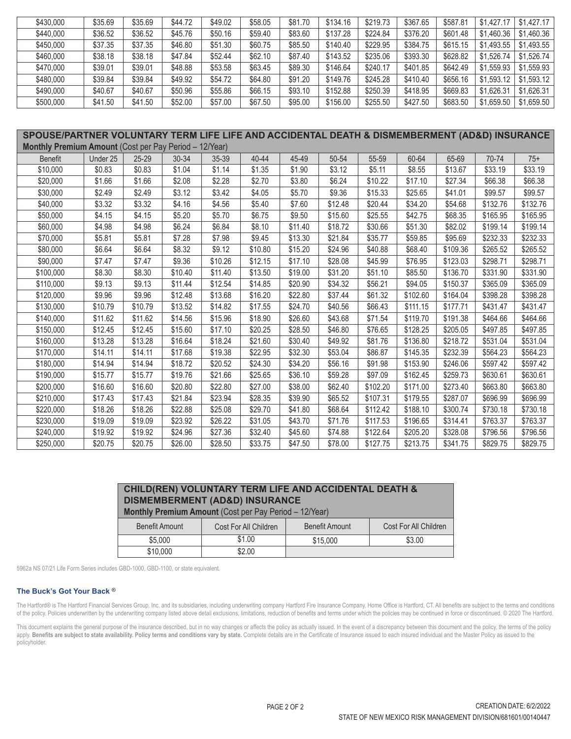| | | | | | | | | | | | | |
|---|---|---|---|---|---|---|---|---|---|---|---|---|
| $430,000 | $35.69 | $35.69 | $44.72 | $49.02 | $58.05 | $81.70 | $134.16 | $219.73 | $367.65 | $587.81 | $1,427.17 | $1,427.17 |
| $440,000 | $36.52 | $36.52 | $45.76 | $50.16 | $59.40 | $83.60 | $137.28 | $224.84 | $376.20 | $601.48 | $1,460.36 | $1,460.36 |
| $450,000 | $37.35 | $37.35 | $46.80 | $51.30 | $60.75 | $85.50 | $140.40 | $229.95 | $384.75 | $615.15 | $1,493.55 | $1,493.55 |
| $460,000 | $38.18 | $38.18 | $47.84 | $52.44 | $62.10 | $87.40 | $143.52 | $235.06 | $393.30 | $628.82 | $1,526.74 | $1,526.74 |
| $470,000 | $39.01 | $39.01 | $48.88 | $53.58 | $63.45 | $89.30 | $146.64 | $240.17 | $401.85 | $642.49 | $1,559.93 | $1,559.93 |
| $480,000 | $39.84 | $39.84 | $49.92 | $54.72 | $64.80 | $91.20 | $149.76 | $245.28 | $410.40 | $656.16 | $1,593.12 | $1,593.12 |
| $490,000 | $40.67 | $40.67 | $50.96 | $55.86 | $66.15 | $93.10 | $152.88 | $250.39 | $418.95 | $669.83 | $1,626.31 | $1,626.31 |
| $500,000 | $41.50 | $41.50 | $52.00 | $57.00 | $67.50 | $95.00 | $156.00 | $255.50 | $427.50 | $683.50 | $1,659.50 | $1,659.50 |

## SPOUSE/PARTNER VOLUNTARY TERM LIFE LIFE AND ACCIDENTAL DEATH & DISMEMBERMENT (AD&D) INSURANCE

**Monthly Premium Amount** (Cost per Pay Period – 12/Year)

| Benefit | Under 25 | 25-29 | 30-34 | 35-39 | 40-44 | 45-49 | 50-54 | 55-59 | 60-64 | 65-69 | 70-74 | 75+ |
|---|---|---|---|---|---|---|---|---|---|---|---|---|
| $10,000 | $0.83 | $0.83 | $1.04 | $1.14 | $1.35 | $1.90 | $3.12 | $5.11 | $8.55 | $13.67 | $33.19 | $33.19 |
| $20,000 | $1.66 | $1.66 | $2.08 | $2.28 | $2.70 | $3.80 | $6.24 | $10.22 | $17.10 | $27.34 | $66.38 | $66.38 |
| $30,000 | $2.49 | $2.49 | $3.12 | $3.42 | $4.05 | $5.70 | $9.36 | $15.33 | $25.65 | $41.01 | $99.57 | $99.57 |
| $40,000 | $3.32 | $3.32 | $4.16 | $4.56 | $5.40 | $7.60 | $12.48 | $20.44 | $34.20 | $54.68 | $132.76 | $132.76 |
| $50,000 | $4.15 | $4.15 | $5.20 | $5.70 | $6.75 | $9.50 | $15.60 | $25.55 | $42.75 | $68.35 | $165.95 | $165.95 |
| $60,000 | $4.98 | $4.98 | $6.24 | $6.84 | $8.10 | $11.40 | $18.72 | $30.66 | $51.30 | $82.02 | $199.14 | $199.14 |
| $70,000 | $5.81 | $5.81 | $7.28 | $7.98 | $9.45 | $13.30 | $21.84 | $35.77 | $59.85 | $95.69 | $232.33 | $232.33 |
| $80,000 | $6.64 | $6.64 | $8.32 | $9.12 | $10.80 | $15.20 | $24.96 | $40.88 | $68.40 | $109.36 | $265.52 | $265.52 |
| $90,000 | $7.47 | $7.47 | $9.36 | $10.26 | $12.15 | $17.10 | $28.08 | $45.99 | $76.95 | $123.03 | $298.71 | $298.71 |
| $100,000 | $8.30 | $8.30 | $10.40 | $11.40 | $13.50 | $19.00 | $31.20 | $51.10 | $85.50 | $136.70 | $331.90 | $331.90 |
| $110,000 | $9.13 | $9.13 | $11.44 | $12.54 | $14.85 | $20.90 | $34.32 | $56.21 | $94.05 | $150.37 | $365.09 | $365.09 |
| $120,000 | $9.96 | $9.96 | $12.48 | $13.68 | $16.20 | $22.80 | $37.44 | $61.32 | $102.60 | $164.04 | $398.28 | $398.28 |
| $130,000 | $10.79 | $10.79 | $13.52 | $14.82 | $17.55 | $24.70 | $40.56 | $66.43 | $111.15 | $177.71 | $431.47 | $431.47 |
| $140,000 | $11.62 | $11.62 | $14.56 | $15.96 | $18.90 | $26.60 | $43.68 | $71.54 | $119.70 | $191.38 | $464.66 | $464.66 |
| $150,000 | $12.45 | $12.45 | $15.60 | $17.10 | $20.25 | $28.50 | $46.80 | $76.65 | $128.25 | $205.05 | $497.85 | $497.85 |
| $160,000 | $13.28 | $13.28 | $16.64 | $18.24 | $21.60 | $30.40 | $49.92 | $81.76 | $136.80 | $218.72 | $531.04 | $531.04 |
| $170,000 | $14.11 | $14.11 | $17.68 | $19.38 | $22.95 | $32.30 | $53.04 | $86.87 | $145.35 | $232.39 | $564.23 | $564.23 |
| $180,000 | $14.94 | $14.94 | $18.72 | $20.52 | $24.30 | $34.20 | $56.16 | $91.98 | $153.90 | $246.06 | $597.42 | $597.42 |
| $190,000 | $15.77 | $15.77 | $19.76 | $21.66 | $25.65 | $36.10 | $59.28 | $97.09 | $162.45 | $259.73 | $630.61 | $630.61 |
| $200,000 | $16.60 | $16.60 | $20.80 | $22.80 | $27.00 | $38.00 | $62.40 | $102.20 | $171.00 | $273.40 | $663.80 | $663.80 |
| $210,000 | $17.43 | $17.43 | $21.84 | $23.94 | $28.35 | $39.90 | $65.52 | $107.31 | $179.55 | $287.07 | $696.99 | $696.99 |
| $220,000 | $18.26 | $18.26 | $22.88 | $25.08 | $29.70 | $41.80 | $68.64 | $112.42 | $188.10 | $300.74 | $730.18 | $730.18 |
| $230,000 | $19.09 | $19.09 | $23.92 | $26.22 | $31.05 | $43.70 | $71.76 | $117.53 | $196.65 | $314.41 | $763.37 | $763.37 |
| $240,000 | $19.92 | $19.92 | $24.96 | $27.36 | $32.40 | $45.60 | $74.88 | $122.64 | $205.20 | $328.08 | $796.56 | $796.56 |
| $250,000 | $20.75 | $20.75 | $26.00 | $28.50 | $33.75 | $47.50 | $78.00 | $127.75 | $213.75 | $341.75 | $829.75 | $829.75 |

## CHILD(REN) VOLUNTARY TERM LIFE AND ACCIDENTAL DEATH & DISMEMBERMENT (AD&D) INSURANCE

**Monthly Premium Amount** (Cost per Pay Period – 12/Year)

| Benefit Amount | Cost For All Children | Benefit Amount | Cost For All Children |
|---|---|---|---|
| $5,000 | $1.00 | $15,000 | $3.00 |
| $10,000 | $2.00 | | |

5962a NS 07/21 Life Form Series includes GBD-1000, GBD-1100, or state equivalent.

**The Buck's Got Your Back ®**

The Hartford® is The Hartford Financial Services Group, Inc. and its subsidiaries, including underwriting company Hartford Fire Insurance Company. Home Office is Hartford, CT. All benefits are subject to the terms and conditions of the policy. Policies underwritten by the underwriting company listed above detail exclusions, limitations, reduction of benefits and terms under which the policies may be continued in force or discontinued. © 2020 The Hartford.

This document explains the general purpose of the insurance described, but in no way changes or affects the policy as actually issued. In the event of a discrepancy between this document and the policy, the terms of the policy apply. **Benefits are subject to state availability. Policy terms and conditions vary by state.** Complete details are in the Certificate of Insurance issued to each insured individual and the Master Policy as issued to the policyholder.

CREATION DATE: 6/2/2022

STATE OF NEW MEXICO RISK MANAGEMENT DIVISION/681601/00140447